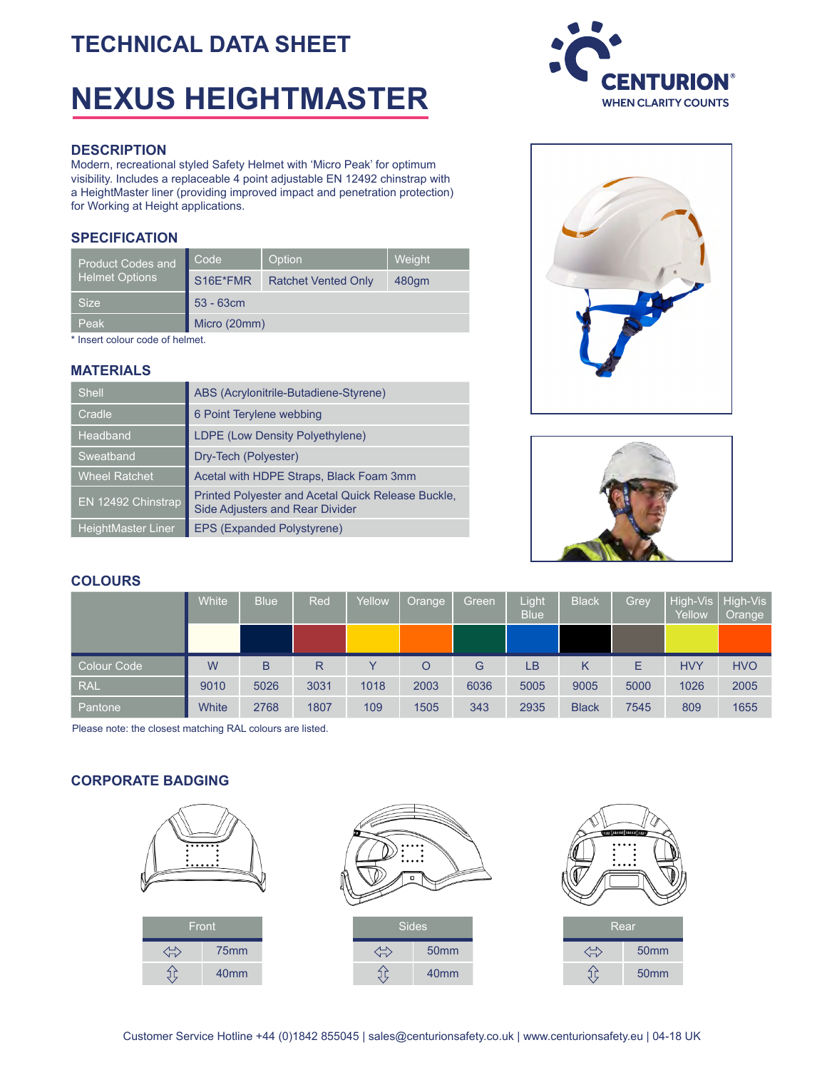# TECHNICAL DATA SHEET

# NEXUS HEIGHTMASTER

CENTURION
WHEN CLARITY COUNTS

## DESCRIPTION

Modern, recreational styled Safety Helmet with 'Micro Peak' for optimum visibility. Includes a replaceable 4 point adjustable EN 12492 chinstrap with a HeightMaster liner (providing improved impact and penetration protection) for Working at Height applications.

## SPECIFICATION

| Product Codes and Helmet Options | Code | Option | Weight |
|---|---|---|---|
| | S16E*FMR | Ratchet Vented Only | 480gm |
| Size | 53 - 63cm | | |
| Peak | Micro (20mm) | | |

\* Insert colour code of helmet.

## MATERIALS

| | |
|---|---|
| Shell | ABS (Acrylonitrile-Butadiene-Styrene) |
| Cradle | 6 Point Terylene webbing |
| Headband | LDPE (Low Density Polyethylene) |
| Sweatband | Dry-Tech (Polyester) |
| Wheel Ratchet | Acetal with HDPE Straps, Black Foam 3mm |
| EN 12492 Chinstrap | Printed Polyester and Acetal Quick Release Buckle, Side Adjusters and Rear Divider |
| HeightMaster Liner | EPS (Expanded Polystyrene) |

## COLOURS

| | White | Blue | Red | Yellow | Orange | Green | Light Blue | Black | Grey | High-Vis Yellow | High-Vis Orange |
|---|---|---|---|---|---|---|---|---|---|---|---|
| Colour Code | W | B | R | Y | O | G | LB | K | E | HVY | HVO |
| RAL | 9010 | 5026 | 3031 | 1018 | 2003 | 6036 | 5005 | 9005 | 5000 | 1026 | 2005 |
| Pantone | White | 2768 | 1807 | 109 | 1505 | 343 | 2935 | Black | 7545 | 809 | 1655 |

Please note: the closest matching RAL colours are listed.

## CORPORATE BADGING

| Front | |
|---|---|
| ⇔ | 75mm |
| ⇕ | 40mm |

| Sides | |
|---|---|
| ⇔ | 50mm |
| ⇕ | 40mm |

| Rear | |
|---|---|
| ⇔ | 50mm |
| ⇕ | 50mm |

Customer Service Hotline +44 (0)1842 855045 | sales@centurionsafety.co.uk | www.centurionsafety.eu | 04-18 UK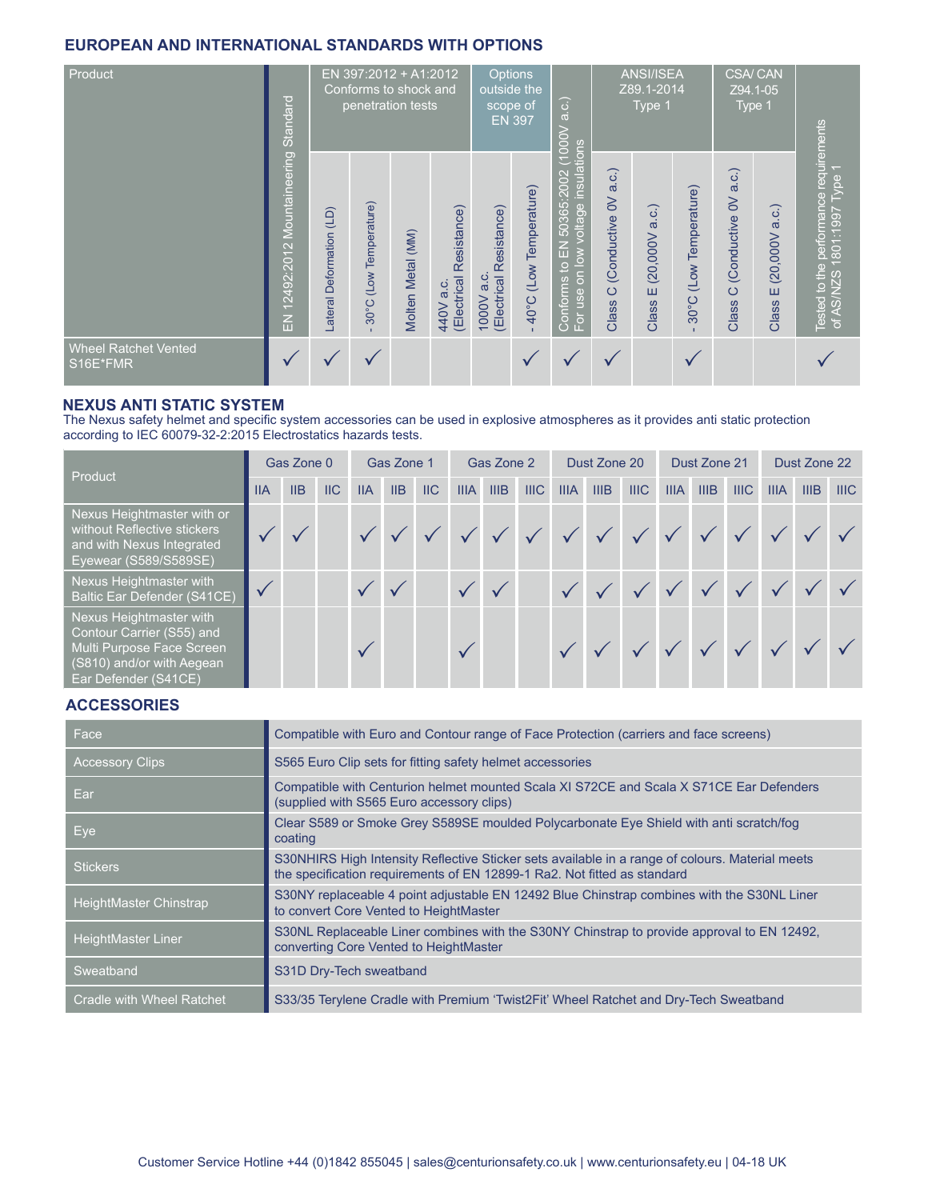## EUROPEAN AND INTERNATIONAL STANDARDS WITH OPTIONS

| Product | EN 12492:2012 Mountaineering Standard | EN 397:2012 + A1:2012 Conforms to shock and penetration tests | | | | Options outside the scope of EN 397 | | Conforms to EN 50365:2002 (1000V a.c.) For use on low voltage insulations | ANSI/ISEA Z89.1-2014 Type 1 | | | CSA/ CAN Z94.1-05 Type 1 | | Tested to the performance requirements of AS/NZS 1801:1997 Type 1 |
|---|---|---|---|---|---|---|---|---|---|---|---|---|---|---|
| | | Lateral Deformation (LD) | - 30°C (Low Temperature) | Molten Metal (MM) | 440V a.c. (Electrical Resistance) | 1000V a.c. (Electrical Resistance) | - 40°C (Low Temperature) | | Class C (Conductive 0V a.c.) | Class E (20,000V a.c.) | - 30°C (Low Temperature) | Class C (Conductive 0V a.c.) | Class E (20,000V a.c.) | |
| Wheel Ratchet Vented S16E*FMR | ✓ | ✓ | ✓ | | | | ✓ | ✓ | ✓ | | ✓ | | | ✓ |

## NEXUS ANTI STATIC SYSTEM

The Nexus safety helmet and specific system accessories can be used in explosive atmospheres as it provides anti static protection according to IEC 60079-32-2:2015 Electrostatics hazards tests.

| Product | Gas Zone 0 | | | Gas Zone 1 | | | Gas Zone 2 | | | Dust Zone 20 | | | Dust Zone 21 | | | Dust Zone 22 | | |
|---|---|---|---|---|---|---|---|---|---|---|---|---|---|---|---|---|---|---|
| | IIA | IIB | IIC | IIA | IIB | IIC | IIIA | IIIB | IIIC | IIIA | IIIB | IIIC | IIIA | IIIB | IIIC | IIIA | IIIB | IIIC |
| Nexus Heightmaster with or without Reflective stickers and with Nexus Integrated Eyewear (S589/S589SE) | ✓ | ✓ | | ✓ | ✓ | ✓ | ✓ | ✓ | ✓ | ✓ | ✓ | ✓ | ✓ | ✓ | ✓ | ✓ | ✓ | ✓ |
| Nexus Heightmaster with Baltic Ear Defender (S41CE) | ✓ | | | ✓ | ✓ | | ✓ | ✓ | | ✓ | ✓ | ✓ | ✓ | ✓ | ✓ | ✓ | ✓ | ✓ |
| Nexus Heightmaster with Contour Carrier (S55) and Multi Purpose Face Screen (S810) and/or with Aegean Ear Defender (S41CE) | | | | ✓ | | | ✓ | | | ✓ | ✓ | ✓ | ✓ | ✓ | ✓ | ✓ | ✓ | ✓ |

## ACCESSORIES

| | |
|---|---|
| Face | Compatible with Euro and Contour range of Face Protection (carriers and face screens) |
| Accessory Clips | S565 Euro Clip sets for fitting safety helmet accessories |
| Ear | Compatible with Centurion helmet mounted Scala XI S72CE and Scala X S71CE Ear Defenders (supplied with S565 Euro accessory clips) |
| Eye | Clear S589 or Smoke Grey S589SE moulded Polycarbonate Eye Shield with anti scratch/fog coating |
| Stickers | S30NHIRS High Intensity Reflective Sticker sets available in a range of colours. Material meets the specification requirements of EN 12899-1 Ra2. Not fitted as standard |
| HeightMaster Chinstrap | S30NY replaceable 4 point adjustable EN 12492 Blue Chinstrap combines with the S30NL Liner to convert Core Vented to HeightMaster |
| HeightMaster Liner | S30NL Replaceable Liner combines with the S30NY Chinstrap to provide approval to EN 12492, converting Core Vented to HeightMaster |
| Sweatband | S31D Dry-Tech sweatband |
| Cradle with Wheel Ratchet | S33/35 Terylene Cradle with Premium 'Twist2Fit' Wheel Ratchet and Dry-Tech Sweatband |

Customer Service Hotline +44 (0)1842 855045 | sales@centurionsafety.co.uk | www.centurionsafety.eu | 04-18 UK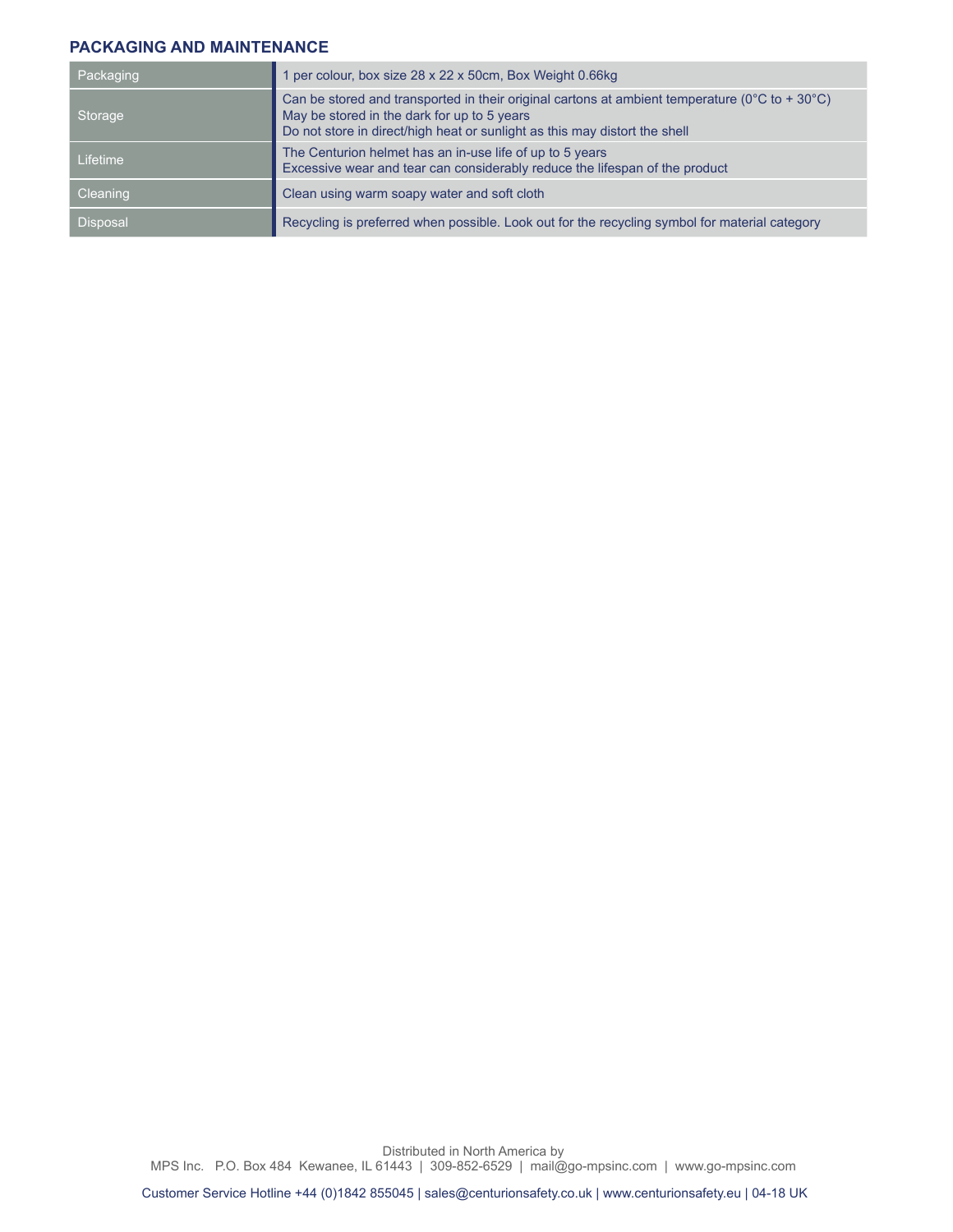## PACKAGING AND MAINTENANCE

| | |
|---|---|
| Packaging | 1 per colour, box size 28 x 22 x 50cm, Box Weight 0.66kg |
| Storage | Can be stored and transported in their original cartons at ambient temperature (0°C to + 30°C)<br>May be stored in the dark for up to 5 years<br>Do not store in direct/high heat or sunlight as this may distort the shell |
| Lifetime | The Centurion helmet has an in-use life of up to 5 years<br>Excessive wear and tear can considerably reduce the lifespan of the product |
| Cleaning | Clean using warm soapy water and soft cloth |
| Disposal | Recycling is preferred when possible. Look out for the recycling symbol for material category |

Distributed in North America by
MPS Inc.   P.O. Box 484  Kewanee, IL 61443  |  309-852-6529  |  mail@go-mpsinc.com  |  www.go-mpsinc.com

Customer Service Hotline +44 (0)1842 855045 | sales@centurionsafety.co.uk | www.centurionsafety.eu | 04-18 UK